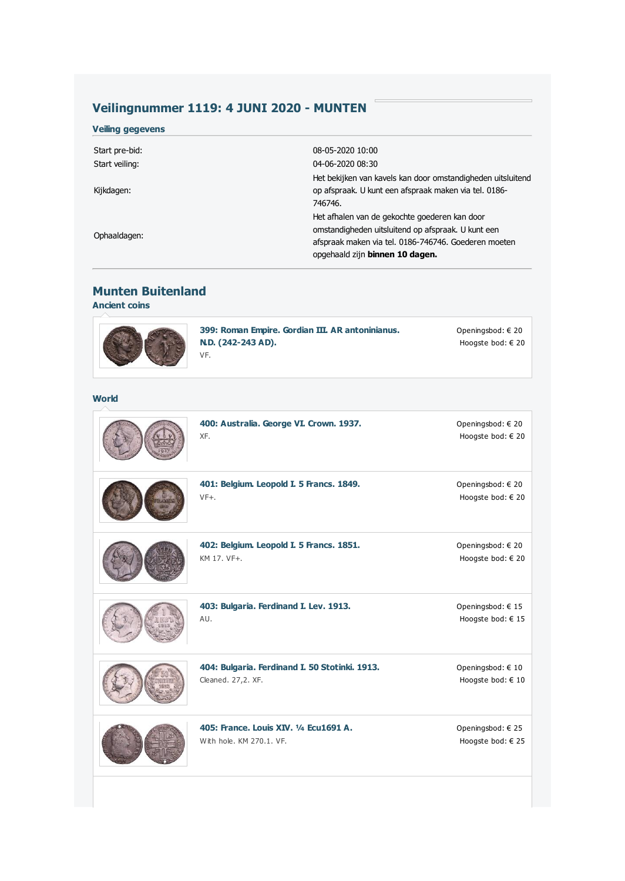# Veilingnummer 1119: 4 JUNI 2020 - MUNTEN

## Veiling gegevens

| | |
|---|---|
| Start pre-bid: | 08-05-2020 10:00 |
| Start veiling: | 04-06-2020 08:30 |
| Kijkdagen: | Het bekijken van kavels kan door omstandigheden uitsluitend op afspraak. U kunt een afspraak maken via tel. 0186-746746. |
| Ophaaldagen: | Het afhalen van de gekochte goederen kan door omstandigheden uitsluitend op afspraak. U kunt een afspraak maken via tel. 0186-746746. Goederen moeten opgehaald zijn **binnen 10 dagen.** |

## Munten Buitenland

### Ancient coins

**399: Roman Empire. Gordian III. AR antoninianus. N.D. (242-243 AD).**
VF.
Openingsbod: € 20
Hoogste bod: € 20

### World

**400: Australia. George VI. Crown. 1937.**
XF.
Openingsbod: € 20
Hoogste bod: € 20

**401: Belgium. Leopold I. 5 Francs. 1849.**
VF+.
Openingsbod: € 20
Hoogste bod: € 20

**402: Belgium. Leopold I. 5 Francs. 1851.**
KM 17. VF+.
Openingsbod: € 20
Hoogste bod: € 20

**403: Bulgaria. Ferdinand I. Lev. 1913.**
AU.
Openingsbod: € 15
Hoogste bod: € 15

**404: Bulgaria. Ferdinand I. 50 Stotinki. 1913.**
Cleaned. 27,2. XF.
Openingsbod: € 10
Hoogste bod: € 10

**405: France. Louis XIV. ¼ Ecu1691 A.**
With hole. KM 270.1. VF.
Openingsbod: € 25
Hoogste bod: € 25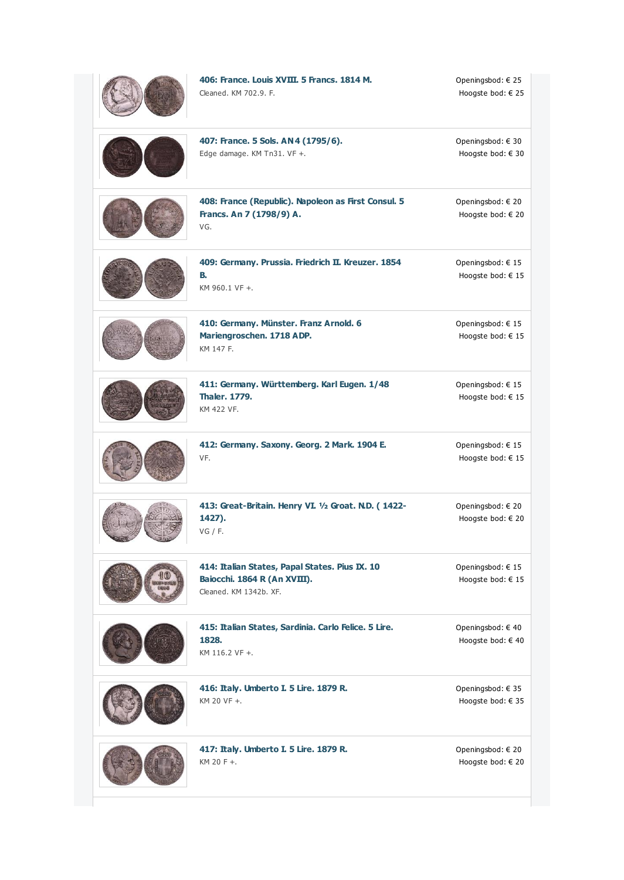**406: France. Louis XVIII. 5 Francs. 1814 M.**
Cleaned. KM 702.9. F.

Openingsbod: € 25
Hoogste bod: € 25

---

**407: France. 5 Sols. AN4 (1795/6).**
Edge damage. KM Tn31. VF +.

Openingsbod: € 30
Hoogste bod: € 30

---

**408: France (Republic). Napoleon as First Consul. 5 Francs. An 7 (1798/9) A.**
VG.

Openingsbod: € 20
Hoogste bod: € 20

---

**409: Germany. Prussia. Friedrich II. Kreuzer. 1854 B.**
KM 960.1 VF +.

Openingsbod: € 15
Hoogste bod: € 15

---

**410: Germany. Münster. Franz Arnold. 6 Mariengroschen. 1718 ADP.**
KM 147 F.

Openingsbod: € 15
Hoogste bod: € 15

---

**411: Germany. Württemberg. Karl Eugen. 1/48 Thaler. 1779.**
KM 422 VF.

Openingsbod: € 15
Hoogste bod: € 15

---

**412: Germany. Saxony. Georg. 2 Mark. 1904 E.**
VF.

Openingsbod: € 15
Hoogste bod: € 15

---

**413: Great-Britain. Henry VI. ½ Groat. N.D. ( 1422-1427).**
VG / F.

Openingsbod: € 20
Hoogste bod: € 20

---

**414: Italian States, Papal States. Pius IX. 10 Baiocchi. 1864 R (An XVIII).**
Cleaned. KM 1342b. XF.

Openingsbod: € 15
Hoogste bod: € 15

---

**415: Italian States, Sardinia. Carlo Felice. 5 Lire. 1828.**
KM 116.2 VF +.

Openingsbod: € 40
Hoogste bod: € 40

---

**416: Italy. Umberto I. 5 Lire. 1879 R.**
KM 20 VF +.

Openingsbod: € 35
Hoogste bod: € 35

---

**417: Italy. Umberto I. 5 Lire. 1879 R.**
KM 20 F +.

Openingsbod: € 20
Hoogste bod: € 20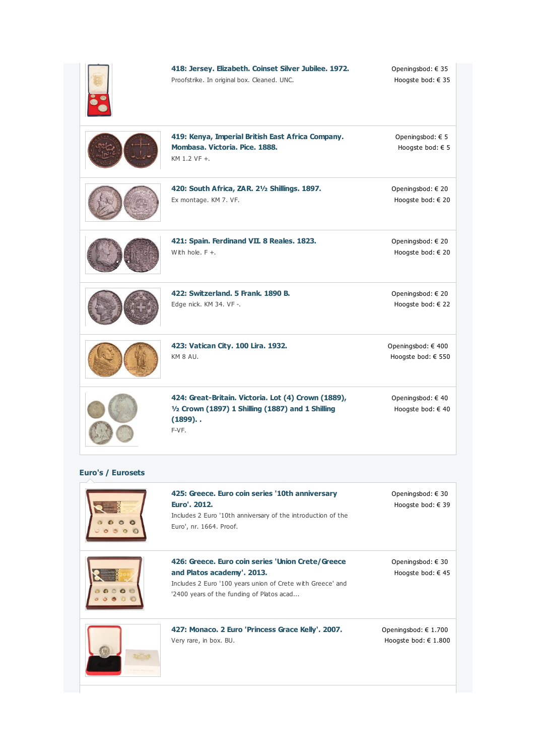**418: Jersey. Elizabeth. Coinset Silver Jubilee. 1972.**
Proofstrike. In original box. Cleaned. UNC.

Openingsbod: € 35
Hoogste bod: € 35

**419: Kenya, Imperial British East Africa Company. Mombasa. Victoria. Pice. 1888.**
KM 1.2 VF +.

Openingsbod: € 5
Hoogste bod: € 5

**420: South Africa, ZAR. 2½ Shillings. 1897.**
Ex montage. KM 7. VF.

Openingsbod: € 20
Hoogste bod: € 20

**421: Spain. Ferdinand VII. 8 Reales. 1823.**
With hole. F +.

Openingsbod: € 20
Hoogste bod: € 20

**422: Switzerland. 5 Frank. 1890 B.**
Edge nick. KM 34. VF -.

Openingsbod: € 20
Hoogste bod: € 22

**423: Vatican City. 100 Lira. 1932.**
KM 8 AU.

Openingsbod: € 400
Hoogste bod: € 550

**424: Great-Britain. Victoria. Lot (4) Crown (1889), ½ Crown (1897) 1 Shilling (1887) and 1 Shilling (1899). .**
F-VF.

Openingsbod: € 40
Hoogste bod: € 40

## Euro's / Eurosets

**425: Greece. Euro coin series '10th anniversary Euro'. 2012.**
Includes 2 Euro '10th anniversary of the introduction of the Euro', nr. 1664. Proof.

Openingsbod: € 30
Hoogste bod: € 39

**426: Greece. Euro coin series 'Union Crete/Greece and Platos academy'. 2013.**
Includes 2 Euro '100 years union of Crete with Greece' and '2400 years of the funding of Platos acad...

Openingsbod: € 30
Hoogste bod: € 45

**427: Monaco. 2 Euro 'Princess Grace Kelly'. 2007.**
Very rare, in box. BU.

Openingsbod: € 1.700
Hoogste bod: € 1.800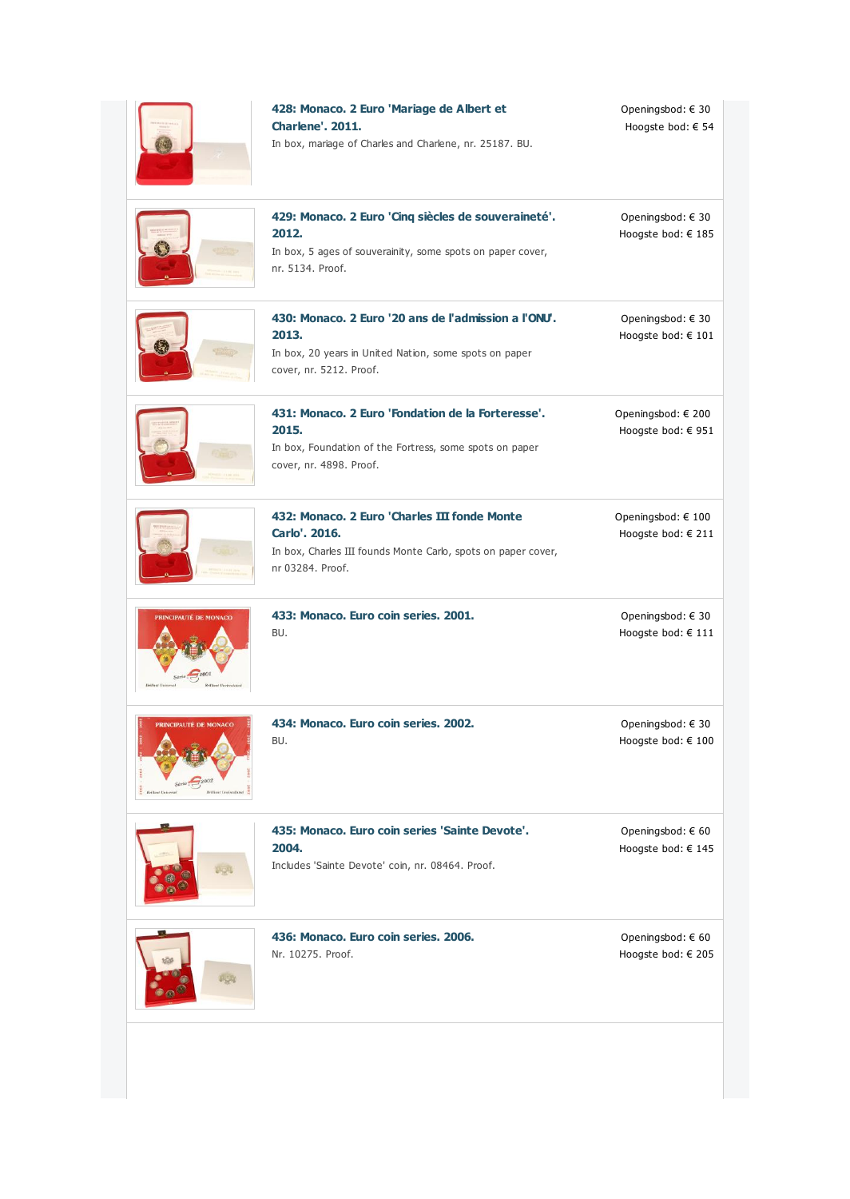**428: Monaco. 2 Euro 'Mariage de Albert et Charlene'. 2011.**

In box, mariage of Charles and Charlene, nr. 25187. BU.

Openingsbod: € 30
Hoogste bod: € 54

**429: Monaco. 2 Euro 'Cinq siècles de souveraineté'. 2012.**

In box, 5 ages of souverainity, some spots on paper cover, nr. 5134. Proof.

Openingsbod: € 30
Hoogste bod: € 185

**430: Monaco. 2 Euro '20 ans de l'admission a l'ONU'. 2013.**

In box, 20 years in United Nation, some spots on paper cover, nr. 5212. Proof.

Openingsbod: € 30
Hoogste bod: € 101

**431: Monaco. 2 Euro 'Fondation de la Forteresse'. 2015.**

In box, Foundation of the Fortress, some spots on paper cover, nr. 4898. Proof.

Openingsbod: € 200
Hoogste bod: € 951

**432: Monaco. 2 Euro 'Charles III fonde Monte Carlo'. 2016.**

In box, Charles III founds Monte Carlo, spots on paper cover, nr 03284. Proof.

Openingsbod: € 100
Hoogste bod: € 211

**433: Monaco. Euro coin series. 2001.**

BU.

Openingsbod: € 30
Hoogste bod: € 111

**434: Monaco. Euro coin series. 2002.**

BU.

Openingsbod: € 30
Hoogste bod: € 100

**435: Monaco. Euro coin series 'Sainte Devote'. 2004.**

Includes 'Sainte Devote' coin, nr. 08464. Proof.

Openingsbod: € 60
Hoogste bod: € 145

**436: Monaco. Euro coin series. 2006.**

Nr. 10275. Proof.

Openingsbod: € 60
Hoogste bod: € 205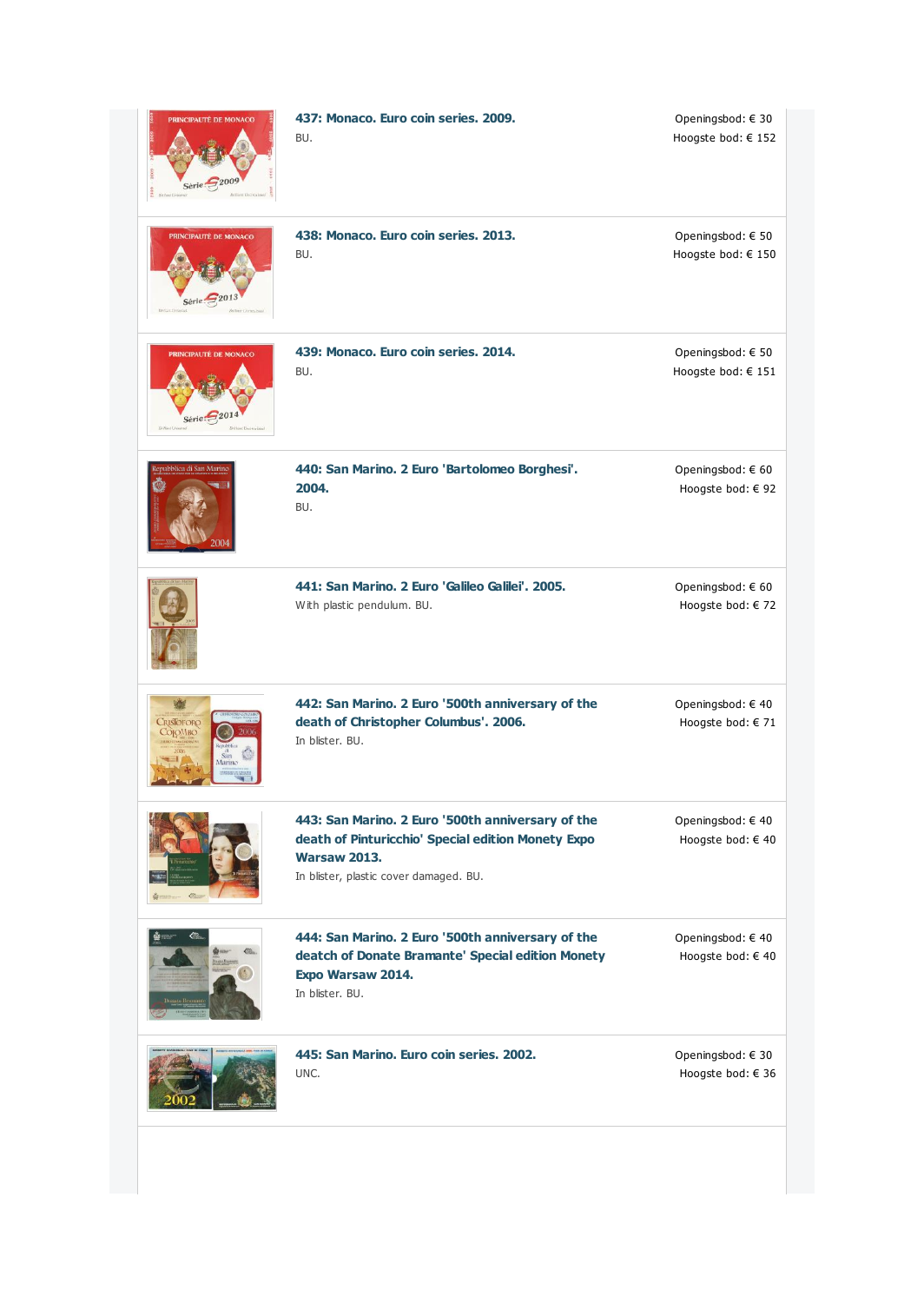**437: Monaco. Euro coin series. 2009.**

BU.

Openingsbod: € 30

Hoogste bod: € 152

**438: Monaco. Euro coin series. 2013.**

BU.

Openingsbod: € 50

Hoogste bod: € 150

**439: Monaco. Euro coin series. 2014.**

BU.

Openingsbod: € 50

Hoogste bod: € 151

**440: San Marino. 2 Euro 'Bartolomeo Borghesi'. 2004.**

BU.

Openingsbod: € 60

Hoogste bod: € 92

**441: San Marino. 2 Euro 'Galileo Galilei'. 2005.**

With plastic pendulum. BU.

Openingsbod: € 60

Hoogste bod: € 72

**442: San Marino. 2 Euro '500th anniversary of the death of Christopher Columbus'. 2006.**

In blister. BU.

Openingsbod: € 40

Hoogste bod: € 71

**443: San Marino. 2 Euro '500th anniversary of the death of Pinturicchio' Special edition Monety Expo Warsaw 2013.**

In blister, plastic cover damaged. BU.

Openingsbod: € 40

Hoogste bod: € 40

**444: San Marino. 2 Euro '500th anniversary of the deatch of Donate Bramante' Special edition Monety Expo Warsaw 2014.**

In blister. BU.

Openingsbod: € 40

Hoogste bod: € 40

**445: San Marino. Euro coin series. 2002.**

UNC.

Openingsbod: € 30

Hoogste bod: € 36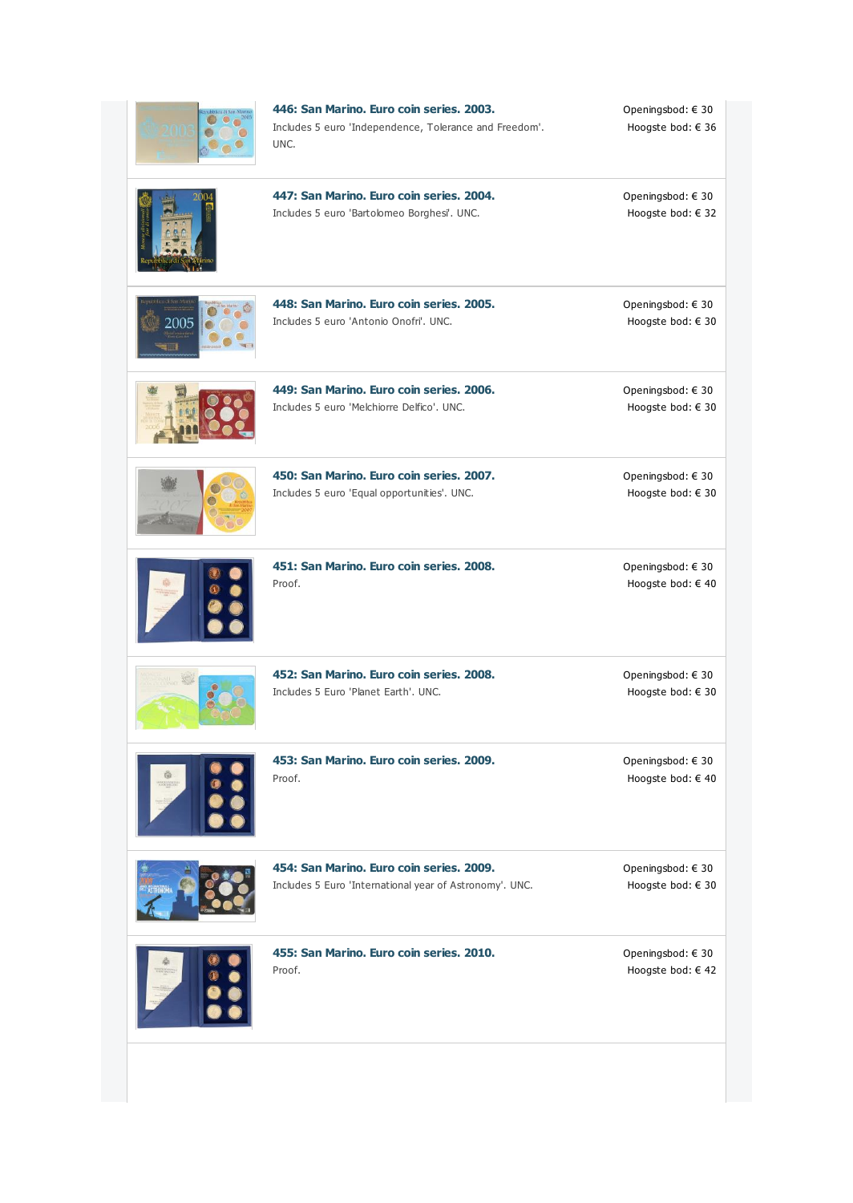**446: San Marino. Euro coin series. 2003.**
Includes 5 euro 'Independence, Tolerance and Freedom'. UNC.

Openingsbod: € 30
Hoogste bod: € 36

**447: San Marino. Euro coin series. 2004.**
Includes 5 euro 'Bartolomeo Borghesi'. UNC.

Openingsbod: € 30
Hoogste bod: € 32

**448: San Marino. Euro coin series. 2005.**
Includes 5 euro 'Antonio Onofri'. UNC.

Openingsbod: € 30
Hoogste bod: € 30

**449: San Marino. Euro coin series. 2006.**
Includes 5 euro 'Melchiorre Delfico'. UNC.

Openingsbod: € 30
Hoogste bod: € 30

**450: San Marino. Euro coin series. 2007.**
Includes 5 euro 'Equal opportunities'. UNC.

Openingsbod: € 30
Hoogste bod: € 30

**451: San Marino. Euro coin series. 2008.**
Proof.

Openingsbod: € 30
Hoogste bod: € 40

**452: San Marino. Euro coin series. 2008.**
Includes 5 Euro 'Planet Earth'. UNC.

Openingsbod: € 30
Hoogste bod: € 30

**453: San Marino. Euro coin series. 2009.**
Proof.

Openingsbod: € 30
Hoogste bod: € 40

**454: San Marino. Euro coin series. 2009.**
Includes 5 Euro 'International year of Astronomy'. UNC.

Openingsbod: € 30
Hoogste bod: € 30

**455: San Marino. Euro coin series. 2010.**
Proof.

Openingsbod: € 30
Hoogste bod: € 42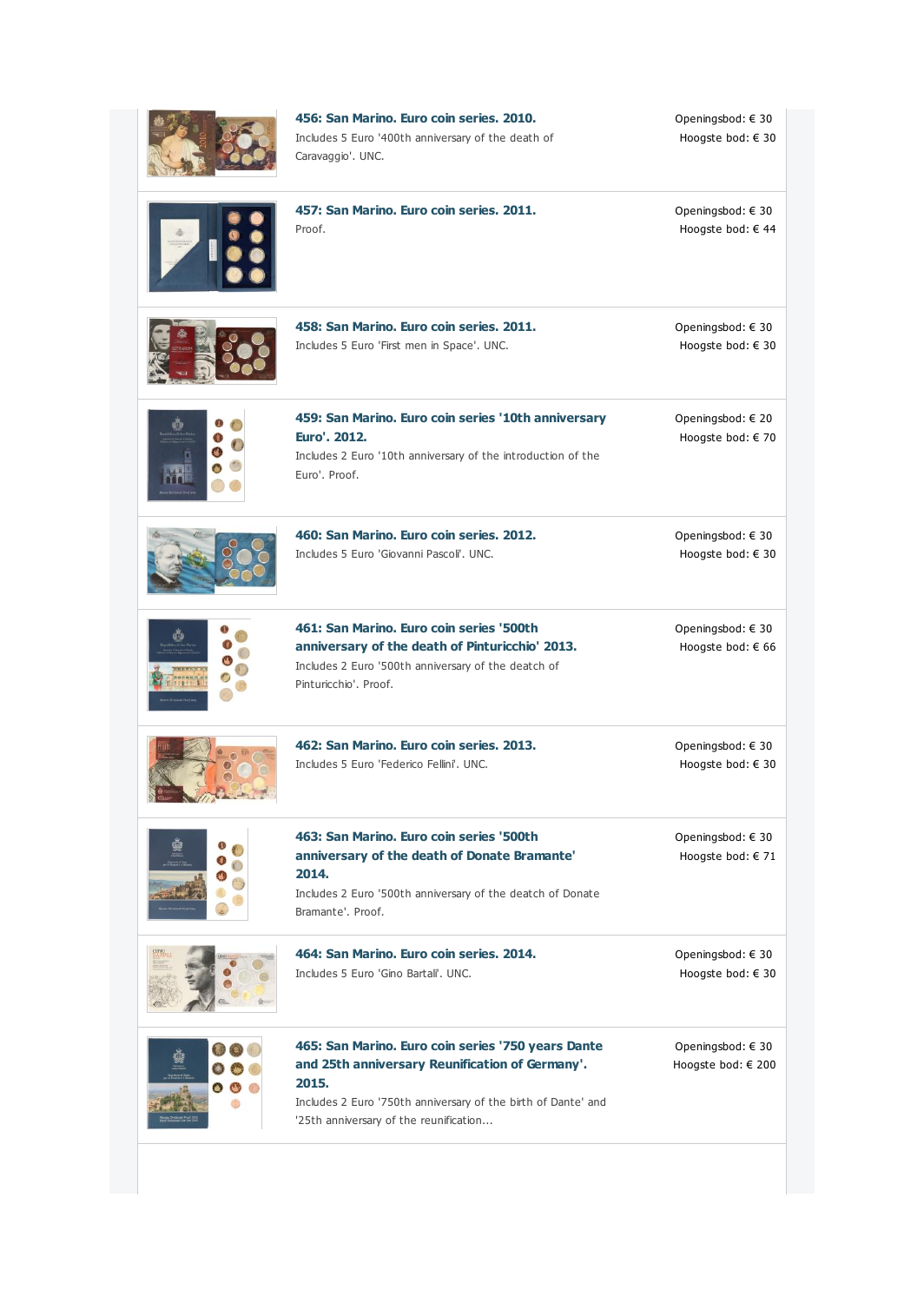**456: San Marino. Euro coin series. 2010.**

Includes 5 Euro '400th anniversary of the death of Caravaggio'. UNC.

Openingsbod: € 30
Hoogste bod: € 30

**457: San Marino. Euro coin series. 2011.**

Proof.

Openingsbod: € 30
Hoogste bod: € 44

**458: San Marino. Euro coin series. 2011.**

Includes 5 Euro 'First men in Space'. UNC.

Openingsbod: € 30
Hoogste bod: € 30

**459: San Marino. Euro coin series '10th anniversary Euro'. 2012.**

Includes 2 Euro '10th anniversary of the introduction of the Euro'. Proof.

Openingsbod: € 20
Hoogste bod: € 70

**460: San Marino. Euro coin series. 2012.**

Includes 5 Euro 'Giovanni Pascoli'. UNC.

Openingsbod: € 30
Hoogste bod: € 30

**461: San Marino. Euro coin series '500th anniversary of the death of Pinturicchio' 2013.**

Includes 2 Euro '500th anniversary of the deatch of Pinturicchio'. Proof.

Openingsbod: € 30
Hoogste bod: € 66

**462: San Marino. Euro coin series. 2013.**

Includes 5 Euro 'Federico Fellini'. UNC.

Openingsbod: € 30
Hoogste bod: € 30

**463: San Marino. Euro coin series '500th anniversary of the death of Donate Bramante' 2014.**

Includes 2 Euro '500th anniversary of the deatch of Donate Bramante'. Proof.

Openingsbod: € 30
Hoogste bod: € 71

**464: San Marino. Euro coin series. 2014.**

Includes 5 Euro 'Gino Bartali'. UNC.

Openingsbod: € 30
Hoogste bod: € 30

**465: San Marino. Euro coin series '750 years Dante and 25th anniversary Reunification of Germany'. 2015.**

Includes 2 Euro '750th anniversary of the birth of Dante' and '25th anniversary of the reunification...

Openingsbod: € 30
Hoogste bod: € 200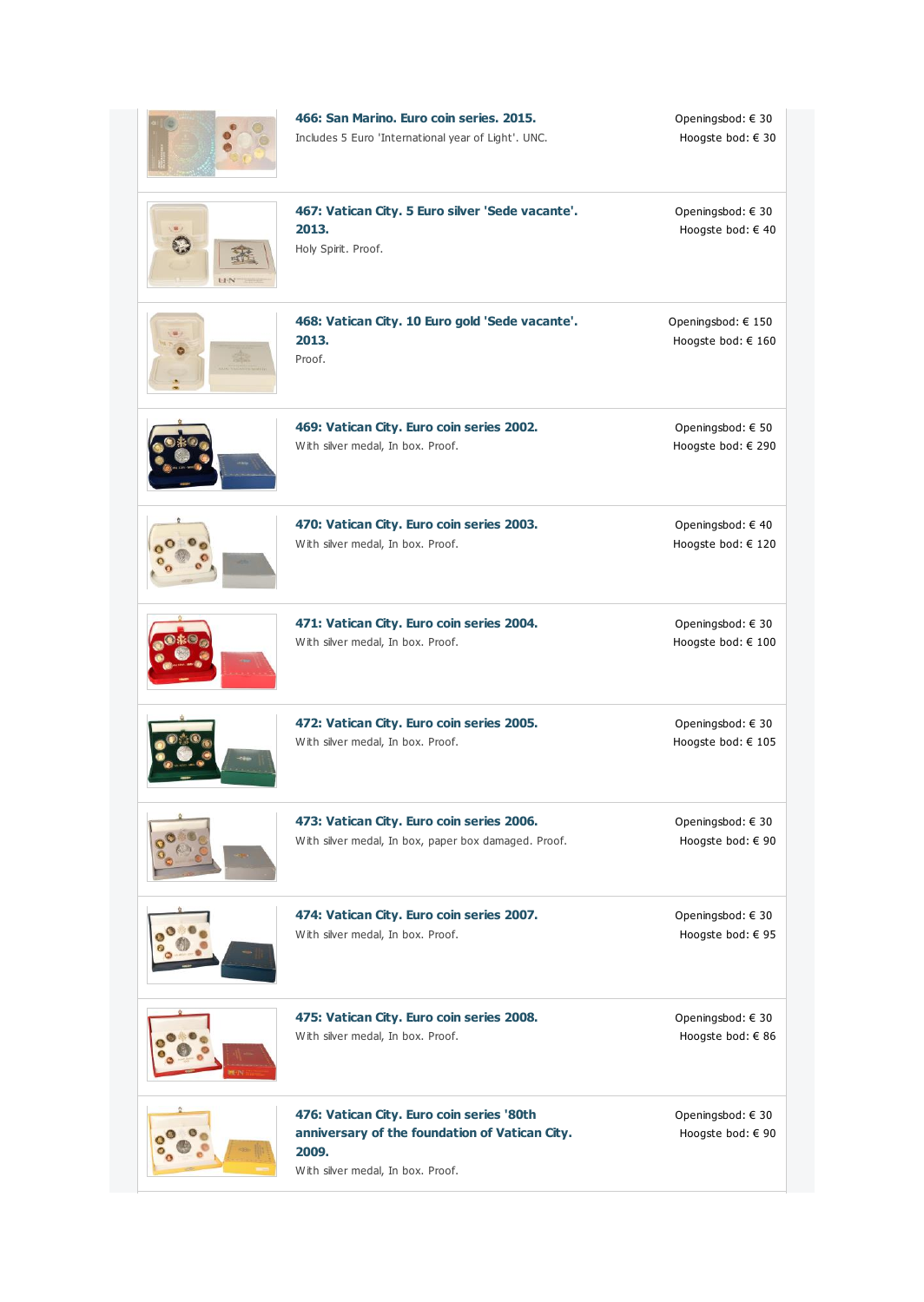**466: San Marino. Euro coin series. 2015.**

Includes 5 Euro 'International year of Light'. UNC.

Openingsbod: € 30
Hoogste bod: € 30

---

**467: Vatican City. 5 Euro silver 'Sede vacante'. 2013.**

Holy Spirit. Proof.

Openingsbod: € 30
Hoogste bod: € 40

---

**468: Vatican City. 10 Euro gold 'Sede vacante'. 2013.**

Proof.

Openingsbod: € 150
Hoogste bod: € 160

---

**469: Vatican City. Euro coin series 2002.**

With silver medal, In box. Proof.

Openingsbod: € 50
Hoogste bod: € 290

---

**470: Vatican City. Euro coin series 2003.**

With silver medal, In box. Proof.

Openingsbod: € 40
Hoogste bod: € 120

---

**471: Vatican City. Euro coin series 2004.**

With silver medal, In box. Proof.

Openingsbod: € 30
Hoogste bod: € 100

---

**472: Vatican City. Euro coin series 2005.**

With silver medal, In box. Proof.

Openingsbod: € 30
Hoogste bod: € 105

---

**473: Vatican City. Euro coin series 2006.**

With silver medal, In box, paper box damaged. Proof.

Openingsbod: € 30
Hoogste bod: € 90

---

**474: Vatican City. Euro coin series 2007.**

With silver medal, In box. Proof.

Openingsbod: € 30
Hoogste bod: € 95

---

**475: Vatican City. Euro coin series 2008.**

With silver medal, In box. Proof.

Openingsbod: € 30
Hoogste bod: € 86

---

**476: Vatican City. Euro coin series '80th anniversary of the foundation of Vatican City. 2009.**

With silver medal, In box. Proof.

Openingsbod: € 30
Hoogste bod: € 90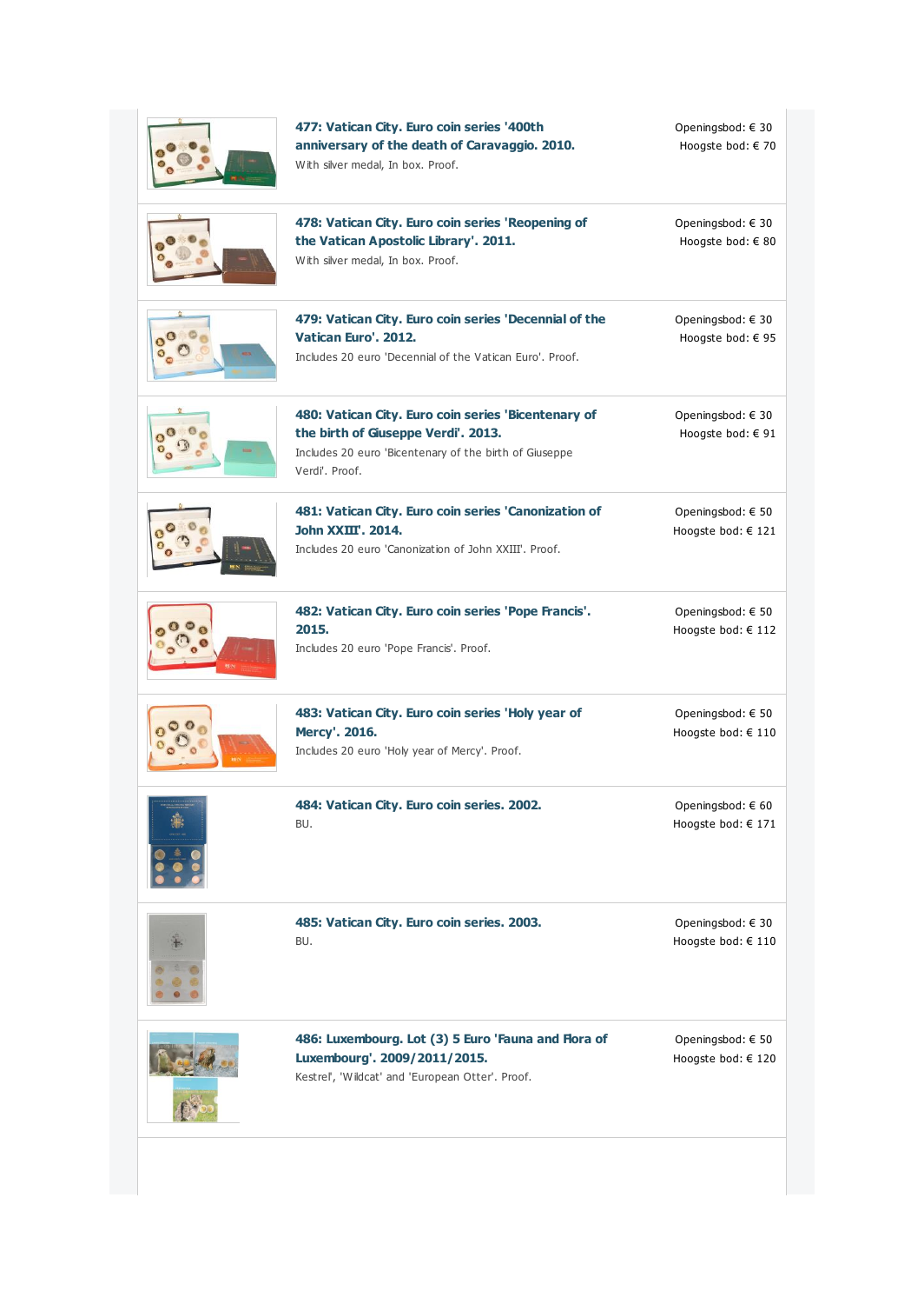**477: Vatican City. Euro coin series '400th anniversary of the death of Caravaggio. 2010.**
With silver medal, In box. Proof.

Openingsbod: € 30
Hoogste bod: € 70

---

**478: Vatican City. Euro coin series 'Reopening of the Vatican Apostolic Library'. 2011.**
With silver medal, In box. Proof.

Openingsbod: € 30
Hoogste bod: € 80

---

**479: Vatican City. Euro coin series 'Decennial of the Vatican Euro'. 2012.**
Includes 20 euro 'Decennial of the Vatican Euro'. Proof.

Openingsbod: € 30
Hoogste bod: € 95

---

**480: Vatican City. Euro coin series 'Bicentenary of the birth of Giuseppe Verdi'. 2013.**
Includes 20 euro 'Bicentenary of the birth of Giuseppe Verdi'. Proof.

Openingsbod: € 30
Hoogste bod: € 91

---

**481: Vatican City. Euro coin series 'Canonization of John XXIII'. 2014.**
Includes 20 euro 'Canonization of John XXIII'. Proof.

Openingsbod: € 50
Hoogste bod: € 121

---

**482: Vatican City. Euro coin series 'Pope Francis'. 2015.**
Includes 20 euro 'Pope Francis'. Proof.

Openingsbod: € 50
Hoogste bod: € 112

---

**483: Vatican City. Euro coin series 'Holy year of Mercy'. 2016.**
Includes 20 euro 'Holy year of Mercy'. Proof.

Openingsbod: € 50
Hoogste bod: € 110

---

**484: Vatican City. Euro coin series. 2002.**
BU.

Openingsbod: € 60
Hoogste bod: € 171

---

**485: Vatican City. Euro coin series. 2003.**
BU.

Openingsbod: € 30
Hoogste bod: € 110

---

**486: Luxembourg. Lot (3) 5 Euro 'Fauna and Flora of Luxembourg'. 2009/2011/2015.**
Kestrel', 'Wildcat' and 'European Otter'. Proof.

Openingsbod: € 50
Hoogste bod: € 120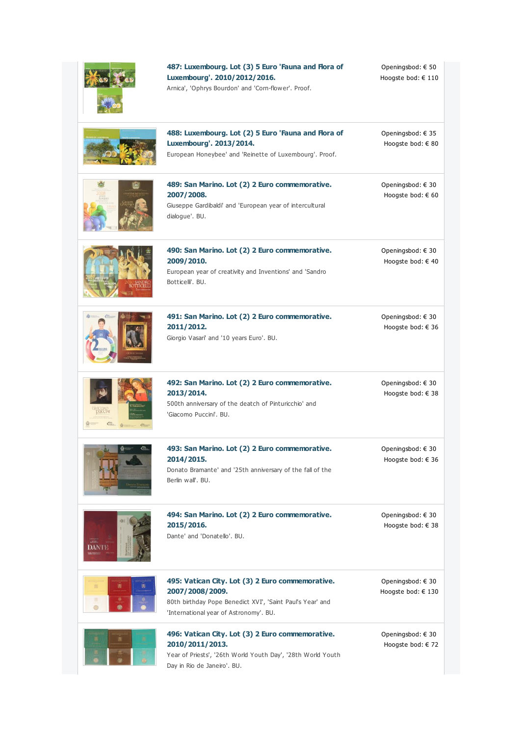**487: Luxembourg. Lot (3) 5 Euro 'Fauna and Flora of Luxembourg'. 2010/2012/2016.**
Arnica', 'Ophrys Bourdon' and 'Corn-flower'. Proof.

Openingsbod: € 50
Hoogste bod: € 110

---

**488: Luxembourg. Lot (2) 5 Euro 'Fauna and Flora of Luxembourg'. 2013/2014.**
European Honeybee' and 'Reinette of Luxembourg'. Proof.

Openingsbod: € 35
Hoogste bod: € 80

---

**489: San Marino. Lot (2) 2 Euro commemorative. 2007/2008.**
Giuseppe Gardibaldi' and 'European year of intercultural dialogue'. BU.

Openingsbod: € 30
Hoogste bod: € 60

---

**490: San Marino. Lot (2) 2 Euro commemorative. 2009/2010.**
European year of creativity and Inventions' and 'Sandro Botticelli'. BU.

Openingsbod: € 30
Hoogste bod: € 40

---

**491: San Marino. Lot (2) 2 Euro commemorative. 2011/2012.**
Giorgio Vasari' and '10 years Euro'. BU.

Openingsbod: € 30
Hoogste bod: € 36

---

**492: San Marino. Lot (2) 2 Euro commemorative. 2013/2014.**
500th anniversary of the deatch of Pinturicchio' and 'Giacomo Puccini'. BU.

Openingsbod: € 30
Hoogste bod: € 38

---

**493: San Marino. Lot (2) 2 Euro commemorative. 2014/2015.**
Donato Bramante' and '25th anniversary of the fall of the Berlin wall'. BU.

Openingsbod: € 30
Hoogste bod: € 36

---

**494: San Marino. Lot (2) 2 Euro commemorative. 2015/2016.**
Dante' and 'Donatello'. BU.

Openingsbod: € 30
Hoogste bod: € 38

---

**495: Vatican City. Lot (3) 2 Euro commemorative. 2007/2008/2009.**
80th birthday Pope Benedict XVI', 'Saint Paul's Year' and 'International year of Astronomy'. BU.

Openingsbod: € 30
Hoogste bod: € 130

---

**496: Vatican City. Lot (3) 2 Euro commemorative. 2010/2011/2013.**
Year of Priests', '26th World Youth Day', '28th World Youth Day in Rio de Janeiro'. BU.

Openingsbod: € 30
Hoogste bod: € 72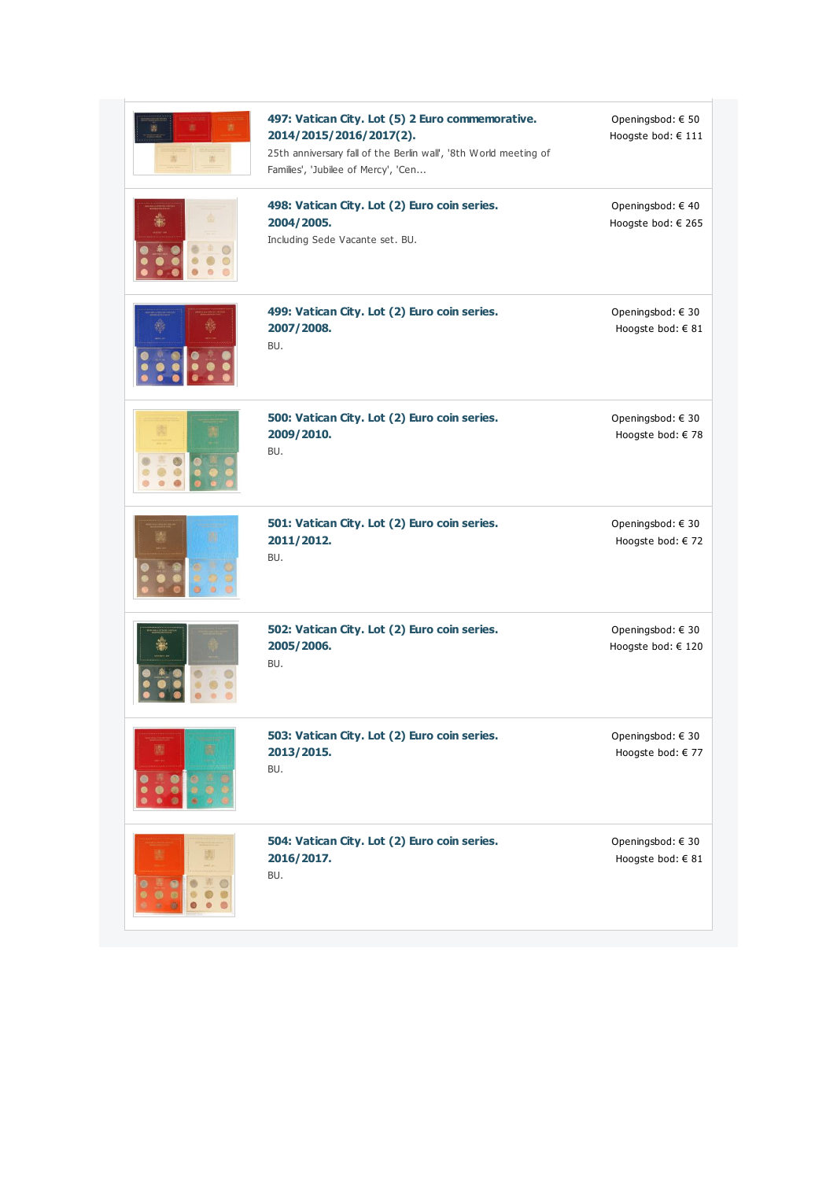**497: Vatican City. Lot (5) 2 Euro commemorative. 2014/2015/2016/2017(2).**
25th anniversary fall of the Berlin wall', '8th World meeting of Families', 'Jubilee of Mercy', 'Cen...

Openingsbod: € 50
Hoogste bod: € 111

**498: Vatican City. Lot (2) Euro coin series. 2004/2005.**
Including Sede Vacante set. BU.

Openingsbod: € 40
Hoogste bod: € 265

**499: Vatican City. Lot (2) Euro coin series. 2007/2008.**
BU.

Openingsbod: € 30
Hoogste bod: € 81

**500: Vatican City. Lot (2) Euro coin series. 2009/2010.**
BU.

Openingsbod: € 30
Hoogste bod: € 78

**501: Vatican City. Lot (2) Euro coin series. 2011/2012.**
BU.

Openingsbod: € 30
Hoogste bod: € 72

**502: Vatican City. Lot (2) Euro coin series. 2005/2006.**
BU.

Openingsbod: € 30
Hoogste bod: € 120

**503: Vatican City. Lot (2) Euro coin series. 2013/2015.**
BU.

Openingsbod: € 30
Hoogste bod: € 77

**504: Vatican City. Lot (2) Euro coin series. 2016/2017.**
BU.

Openingsbod: € 30
Hoogste bod: € 81